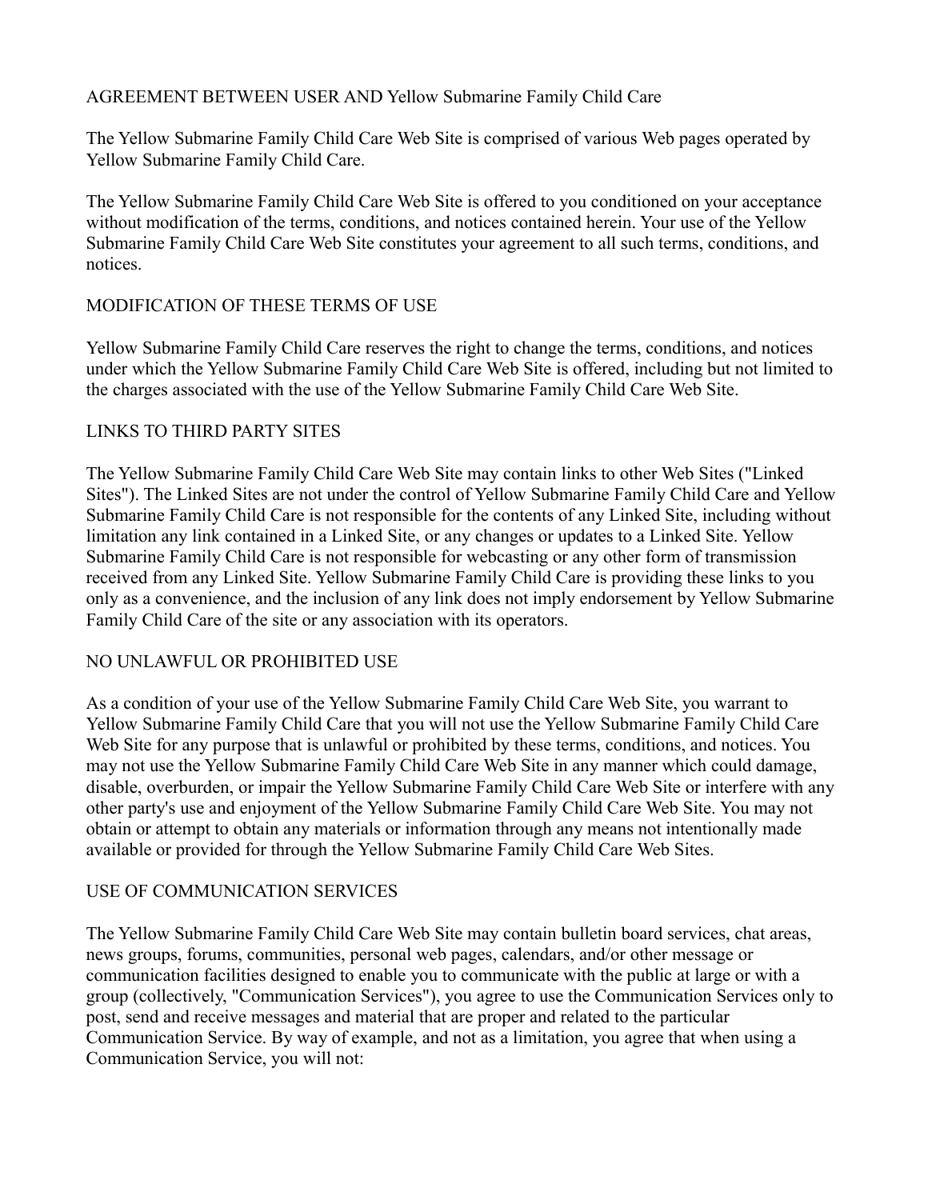# AGREEMENT BETWEEN USER AND Yellow Submarine Family Child Care

The Yellow Submarine Family Child Care Web Site is comprised of various Web pages operated by Yellow Submarine Family Child Care.

The Yellow Submarine Family Child Care Web Site is offered to you conditioned on your acceptance without modification of the terms, conditions, and notices contained herein. Your use of the Yellow Submarine Family Child Care Web Site constitutes your agreement to all such terms, conditions, and notices.

## MODIFICATION OF THESE TERMS OF USE

Yellow Submarine Family Child Care reserves the right to change the terms, conditions, and notices under which the Yellow Submarine Family Child Care Web Site is offered, including but not limited to the charges associated with the use of the Yellow Submarine Family Child Care Web Site.

## LINKS TO THIRD PARTY SITES

The Yellow Submarine Family Child Care Web Site may contain links to other Web Sites ("Linked Sites"). The Linked Sites are not under the control of Yellow Submarine Family Child Care and Yellow Submarine Family Child Care is not responsible for the contents of any Linked Site, including without limitation any link contained in a Linked Site, or any changes or updates to a Linked Site. Yellow Submarine Family Child Care is not responsible for webcasting or any other form of transmission received from any Linked Site. Yellow Submarine Family Child Care is providing these links to you only as a convenience, and the inclusion of any link does not imply endorsement by Yellow Submarine Family Child Care of the site or any association with its operators.

## NO UNLAWFUL OR PROHIBITED USE

As a condition of your use of the Yellow Submarine Family Child Care Web Site, you warrant to Yellow Submarine Family Child Care that you will not use the Yellow Submarine Family Child Care Web Site for any purpose that is unlawful or prohibited by these terms, conditions, and notices. You may not use the Yellow Submarine Family Child Care Web Site in any manner which could damage, disable, overburden, or impair the Yellow Submarine Family Child Care Web Site or interfere with any other party's use and enjoyment of the Yellow Submarine Family Child Care Web Site. You may not obtain or attempt to obtain any materials or information through any means not intentionally made available or provided for through the Yellow Submarine Family Child Care Web Sites.

## USE OF COMMUNICATION SERVICES

The Yellow Submarine Family Child Care Web Site may contain bulletin board services, chat areas, news groups, forums, communities, personal web pages, calendars, and/or other message or communication facilities designed to enable you to communicate with the public at large or with a group (collectively, "Communication Services"), you agree to use the Communication Services only to post, send and receive messages and material that are proper and related to the particular Communication Service. By way of example, and not as a limitation, you agree that when using a Communication Service, you will not: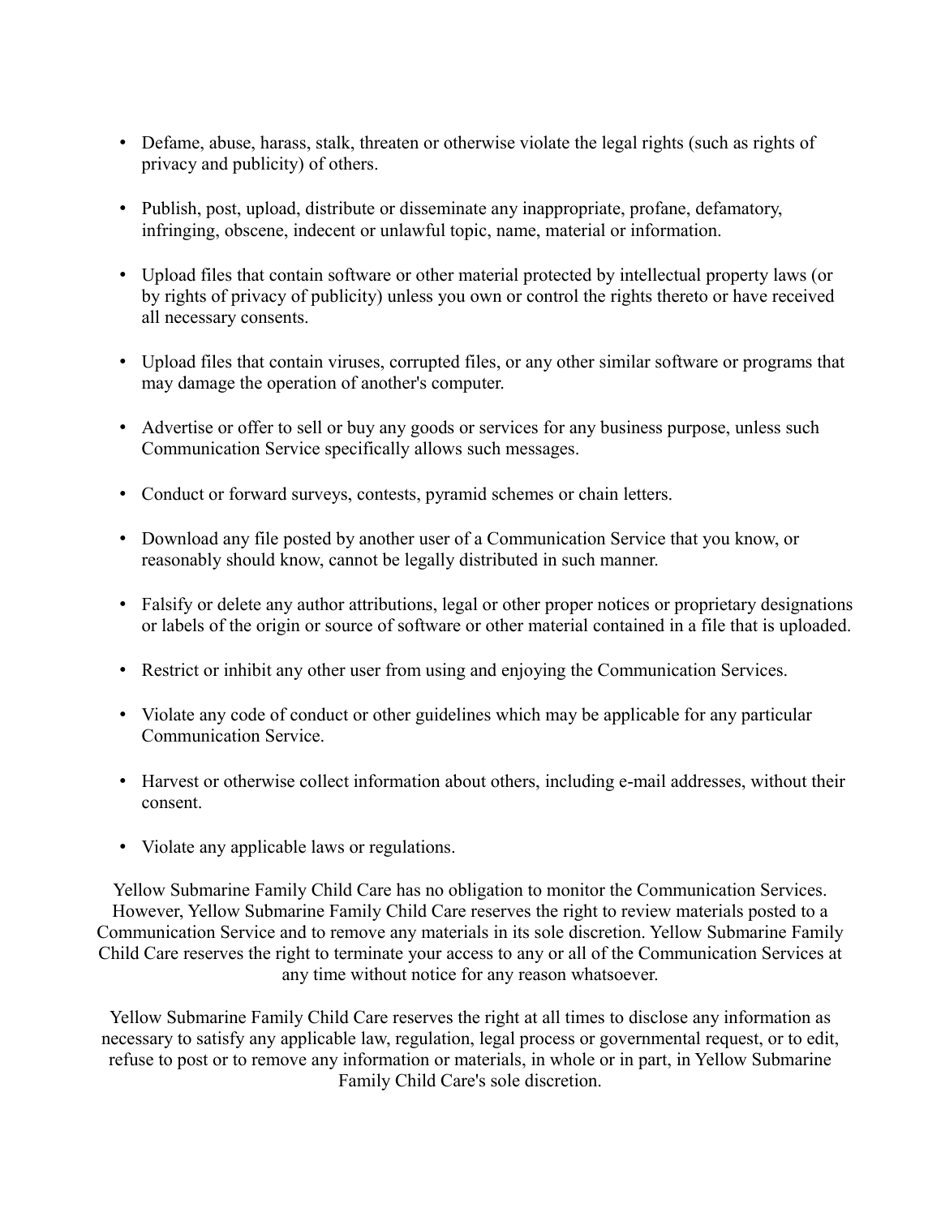- Defame, abuse, harass, stalk, threaten or otherwise violate the legal rights (such as rights of privacy and publicity) of others.

- Publish, post, upload, distribute or disseminate any inappropriate, profane, defamatory, infringing, obscene, indecent or unlawful topic, name, material or information.

- Upload files that contain software or other material protected by intellectual property laws (or by rights of privacy of publicity) unless you own or control the rights thereto or have received all necessary consents.

- Upload files that contain viruses, corrupted files, or any other similar software or programs that may damage the operation of another's computer.

- Advertise or offer to sell or buy any goods or services for any business purpose, unless such Communication Service specifically allows such messages.

- Conduct or forward surveys, contests, pyramid schemes or chain letters.

- Download any file posted by another user of a Communication Service that you know, or reasonably should know, cannot be legally distributed in such manner.

- Falsify or delete any author attributions, legal or other proper notices or proprietary designations or labels of the origin or source of software or other material contained in a file that is uploaded.

- Restrict or inhibit any other user from using and enjoying the Communication Services.

- Violate any code of conduct or other guidelines which may be applicable for any particular Communication Service.

- Harvest or otherwise collect information about others, including e-mail addresses, without their consent.

- Violate any applicable laws or regulations.

Yellow Submarine Family Child Care has no obligation to monitor the Communication Services. However, Yellow Submarine Family Child Care reserves the right to review materials posted to a Communication Service and to remove any materials in its sole discretion. Yellow Submarine Family Child Care reserves the right to terminate your access to any or all of the Communication Services at any time without notice for any reason whatsoever.

Yellow Submarine Family Child Care reserves the right at all times to disclose any information as necessary to satisfy any applicable law, regulation, legal process or governmental request, or to edit, refuse to post or to remove any information or materials, in whole or in part, in Yellow Submarine Family Child Care's sole discretion.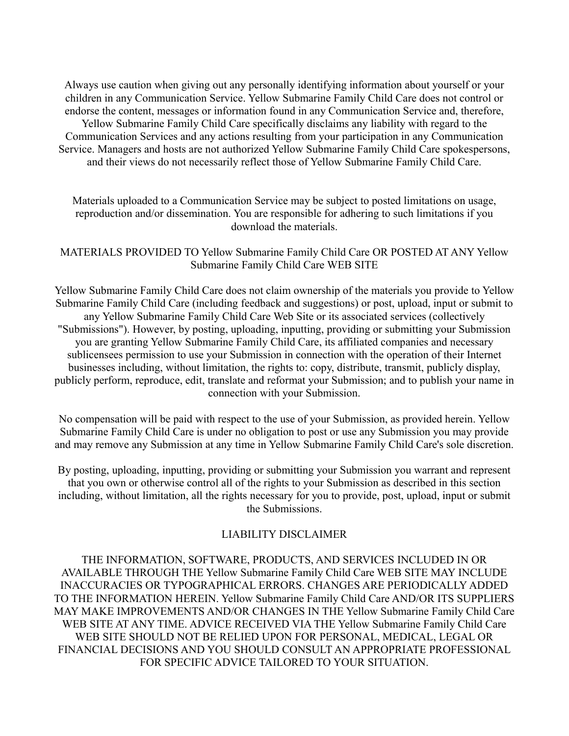Always use caution when giving out any personally identifying information about yourself or your children in any Communication Service. Yellow Submarine Family Child Care does not control or endorse the content, messages or information found in any Communication Service and, therefore, Yellow Submarine Family Child Care specifically disclaims any liability with regard to the Communication Services and any actions resulting from your participation in any Communication Service. Managers and hosts are not authorized Yellow Submarine Family Child Care spokespersons, and their views do not necessarily reflect those of Yellow Submarine Family Child Care.

Materials uploaded to a Communication Service may be subject to posted limitations on usage, reproduction and/or dissemination. You are responsible for adhering to such limitations if you download the materials.

## MATERIALS PROVIDED TO Yellow Submarine Family Child Care OR POSTED AT ANY Yellow Submarine Family Child Care WEB SITE

Yellow Submarine Family Child Care does not claim ownership of the materials you provide to Yellow Submarine Family Child Care (including feedback and suggestions) or post, upload, input or submit to any Yellow Submarine Family Child Care Web Site or its associated services (collectively "Submissions"). However, by posting, uploading, inputting, providing or submitting your Submission you are granting Yellow Submarine Family Child Care, its affiliated companies and necessary sublicensees permission to use your Submission in connection with the operation of their Internet businesses including, without limitation, the rights to: copy, distribute, transmit, publicly display, publicly perform, reproduce, edit, translate and reformat your Submission; and to publish your name in connection with your Submission.

No compensation will be paid with respect to the use of your Submission, as provided herein. Yellow Submarine Family Child Care is under no obligation to post or use any Submission you may provide and may remove any Submission at any time in Yellow Submarine Family Child Care's sole discretion.

By posting, uploading, inputting, providing or submitting your Submission you warrant and represent that you own or otherwise control all of the rights to your Submission as described in this section including, without limitation, all the rights necessary for you to provide, post, upload, input or submit the Submissions.

## LIABILITY DISCLAIMER

THE INFORMATION, SOFTWARE, PRODUCTS, AND SERVICES INCLUDED IN OR AVAILABLE THROUGH THE Yellow Submarine Family Child Care WEB SITE MAY INCLUDE INACCURACIES OR TYPOGRAPHICAL ERRORS. CHANGES ARE PERIODICALLY ADDED TO THE INFORMATION HEREIN. Yellow Submarine Family Child Care AND/OR ITS SUPPLIERS MAY MAKE IMPROVEMENTS AND/OR CHANGES IN THE Yellow Submarine Family Child Care WEB SITE AT ANY TIME. ADVICE RECEIVED VIA THE Yellow Submarine Family Child Care WEB SITE SHOULD NOT BE RELIED UPON FOR PERSONAL, MEDICAL, LEGAL OR FINANCIAL DECISIONS AND YOU SHOULD CONSULT AN APPROPRIATE PROFESSIONAL FOR SPECIFIC ADVICE TAILORED TO YOUR SITUATION.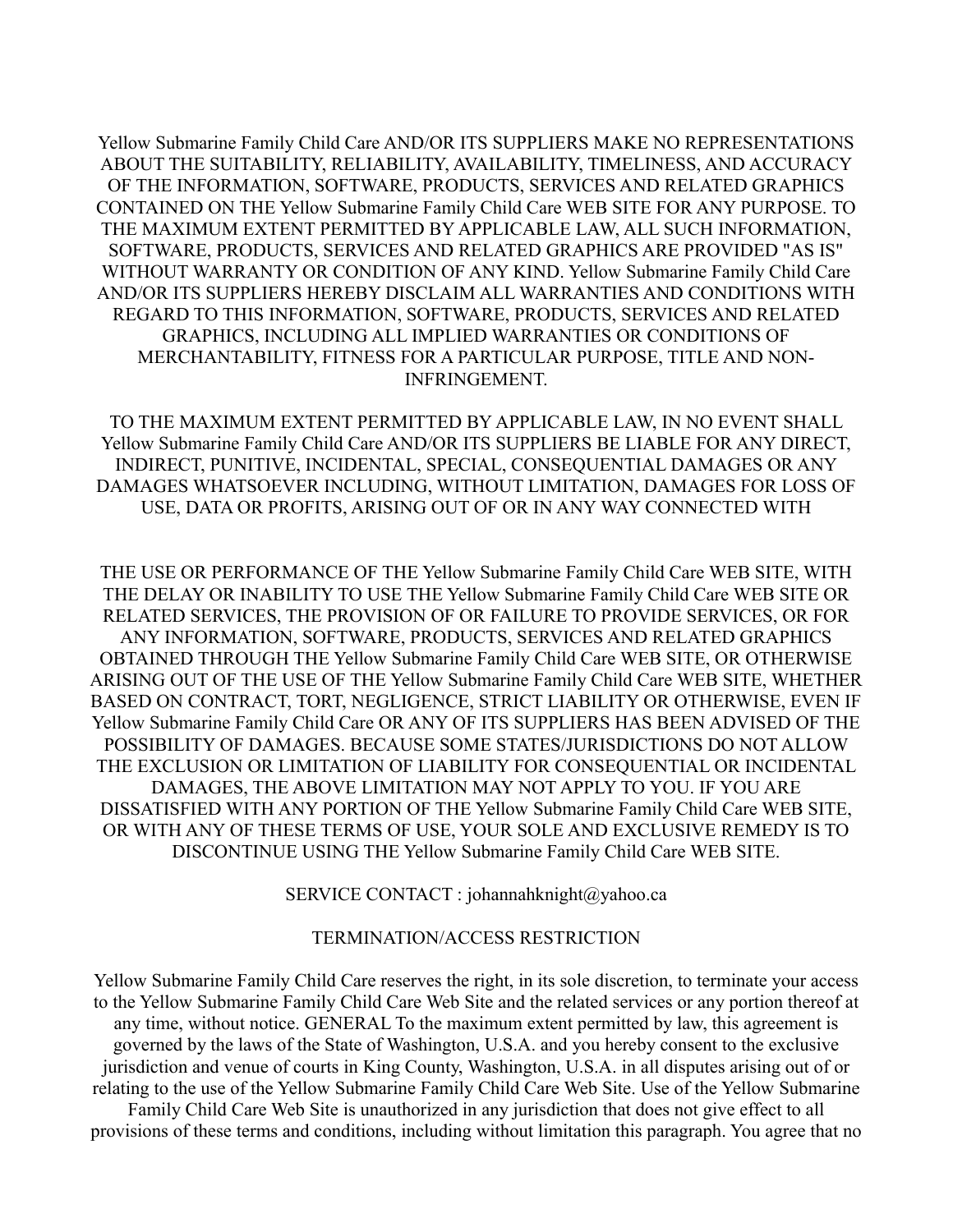Yellow Submarine Family Child Care AND/OR ITS SUPPLIERS MAKE NO REPRESENTATIONS ABOUT THE SUITABILITY, RELIABILITY, AVAILABILITY, TIMELINESS, AND ACCURACY OF THE INFORMATION, SOFTWARE, PRODUCTS, SERVICES AND RELATED GRAPHICS CONTAINED ON THE Yellow Submarine Family Child Care WEB SITE FOR ANY PURPOSE. TO THE MAXIMUM EXTENT PERMITTED BY APPLICABLE LAW, ALL SUCH INFORMATION, SOFTWARE, PRODUCTS, SERVICES AND RELATED GRAPHICS ARE PROVIDED "AS IS" WITHOUT WARRANTY OR CONDITION OF ANY KIND. Yellow Submarine Family Child Care AND/OR ITS SUPPLIERS HEREBY DISCLAIM ALL WARRANTIES AND CONDITIONS WITH REGARD TO THIS INFORMATION, SOFTWARE, PRODUCTS, SERVICES AND RELATED GRAPHICS, INCLUDING ALL IMPLIED WARRANTIES OR CONDITIONS OF MERCHANTABILITY, FITNESS FOR A PARTICULAR PURPOSE, TITLE AND NON-INFRINGEMENT.

TO THE MAXIMUM EXTENT PERMITTED BY APPLICABLE LAW, IN NO EVENT SHALL Yellow Submarine Family Child Care AND/OR ITS SUPPLIERS BE LIABLE FOR ANY DIRECT, INDIRECT, PUNITIVE, INCIDENTAL, SPECIAL, CONSEQUENTIAL DAMAGES OR ANY DAMAGES WHATSOEVER INCLUDING, WITHOUT LIMITATION, DAMAGES FOR LOSS OF USE, DATA OR PROFITS, ARISING OUT OF OR IN ANY WAY CONNECTED WITH

THE USE OR PERFORMANCE OF THE Yellow Submarine Family Child Care WEB SITE, WITH THE DELAY OR INABILITY TO USE THE Yellow Submarine Family Child Care WEB SITE OR RELATED SERVICES, THE PROVISION OF OR FAILURE TO PROVIDE SERVICES, OR FOR ANY INFORMATION, SOFTWARE, PRODUCTS, SERVICES AND RELATED GRAPHICS OBTAINED THROUGH THE Yellow Submarine Family Child Care WEB SITE, OR OTHERWISE ARISING OUT OF THE USE OF THE Yellow Submarine Family Child Care WEB SITE, WHETHER BASED ON CONTRACT, TORT, NEGLIGENCE, STRICT LIABILITY OR OTHERWISE, EVEN IF Yellow Submarine Family Child Care OR ANY OF ITS SUPPLIERS HAS BEEN ADVISED OF THE POSSIBILITY OF DAMAGES. BECAUSE SOME STATES/JURISDICTIONS DO NOT ALLOW THE EXCLUSION OR LIMITATION OF LIABILITY FOR CONSEQUENTIAL OR INCIDENTAL DAMAGES, THE ABOVE LIMITATION MAY NOT APPLY TO YOU. IF YOU ARE DISSATISFIED WITH ANY PORTION OF THE Yellow Submarine Family Child Care WEB SITE, OR WITH ANY OF THESE TERMS OF USE, YOUR SOLE AND EXCLUSIVE REMEDY IS TO DISCONTINUE USING THE Yellow Submarine Family Child Care WEB SITE.

SERVICE CONTACT : johannahknight@yahoo.ca

TERMINATION/ACCESS RESTRICTION

Yellow Submarine Family Child Care reserves the right, in its sole discretion, to terminate your access to the Yellow Submarine Family Child Care Web Site and the related services or any portion thereof at any time, without notice. GENERAL To the maximum extent permitted by law, this agreement is governed by the laws of the State of Washington, U.S.A. and you hereby consent to the exclusive jurisdiction and venue of courts in King County, Washington, U.S.A. in all disputes arising out of or relating to the use of the Yellow Submarine Family Child Care Web Site. Use of the Yellow Submarine Family Child Care Web Site is unauthorized in any jurisdiction that does not give effect to all provisions of these terms and conditions, including without limitation this paragraph. You agree that no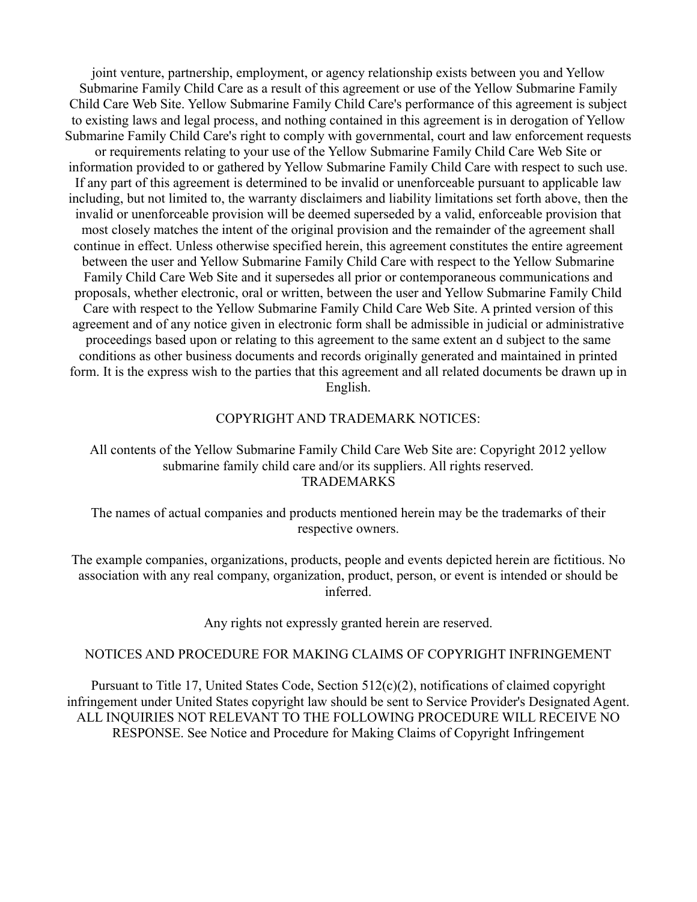joint venture, partnership, employment, or agency relationship exists between you and Yellow Submarine Family Child Care as a result of this agreement or use of the Yellow Submarine Family Child Care Web Site. Yellow Submarine Family Child Care's performance of this agreement is subject to existing laws and legal process, and nothing contained in this agreement is in derogation of Yellow Submarine Family Child Care's right to comply with governmental, court and law enforcement requests or requirements relating to your use of the Yellow Submarine Family Child Care Web Site or information provided to or gathered by Yellow Submarine Family Child Care with respect to such use. If any part of this agreement is determined to be invalid or unenforceable pursuant to applicable law including, but not limited to, the warranty disclaimers and liability limitations set forth above, then the invalid or unenforceable provision will be deemed superseded by a valid, enforceable provision that most closely matches the intent of the original provision and the remainder of the agreement shall continue in effect. Unless otherwise specified herein, this agreement constitutes the entire agreement between the user and Yellow Submarine Family Child Care with respect to the Yellow Submarine Family Child Care Web Site and it supersedes all prior or contemporaneous communications and proposals, whether electronic, oral or written, between the user and Yellow Submarine Family Child Care with respect to the Yellow Submarine Family Child Care Web Site. A printed version of this agreement and of any notice given in electronic form shall be admissible in judicial or administrative proceedings based upon or relating to this agreement to the same extent an d subject to the same conditions as other business documents and records originally generated and maintained in printed form. It is the express wish to the parties that this agreement and all related documents be drawn up in English.

COPYRIGHT AND TRADEMARK NOTICES:

All contents of the Yellow Submarine Family Child Care Web Site are: Copyright 2012 yellow submarine family child care and/or its suppliers. All rights reserved.

TRADEMARKS

The names of actual companies and products mentioned herein may be the trademarks of their respective owners.

The example companies, organizations, products, people and events depicted herein are fictitious. No association with any real company, organization, product, person, or event is intended or should be inferred.

Any rights not expressly granted herein are reserved.

NOTICES AND PROCEDURE FOR MAKING CLAIMS OF COPYRIGHT INFRINGEMENT

Pursuant to Title 17, United States Code, Section 512(c)(2), notifications of claimed copyright infringement under United States copyright law should be sent to Service Provider's Designated Agent. ALL INQUIRIES NOT RELEVANT TO THE FOLLOWING PROCEDURE WILL RECEIVE NO RESPONSE. See Notice and Procedure for Making Claims of Copyright Infringement